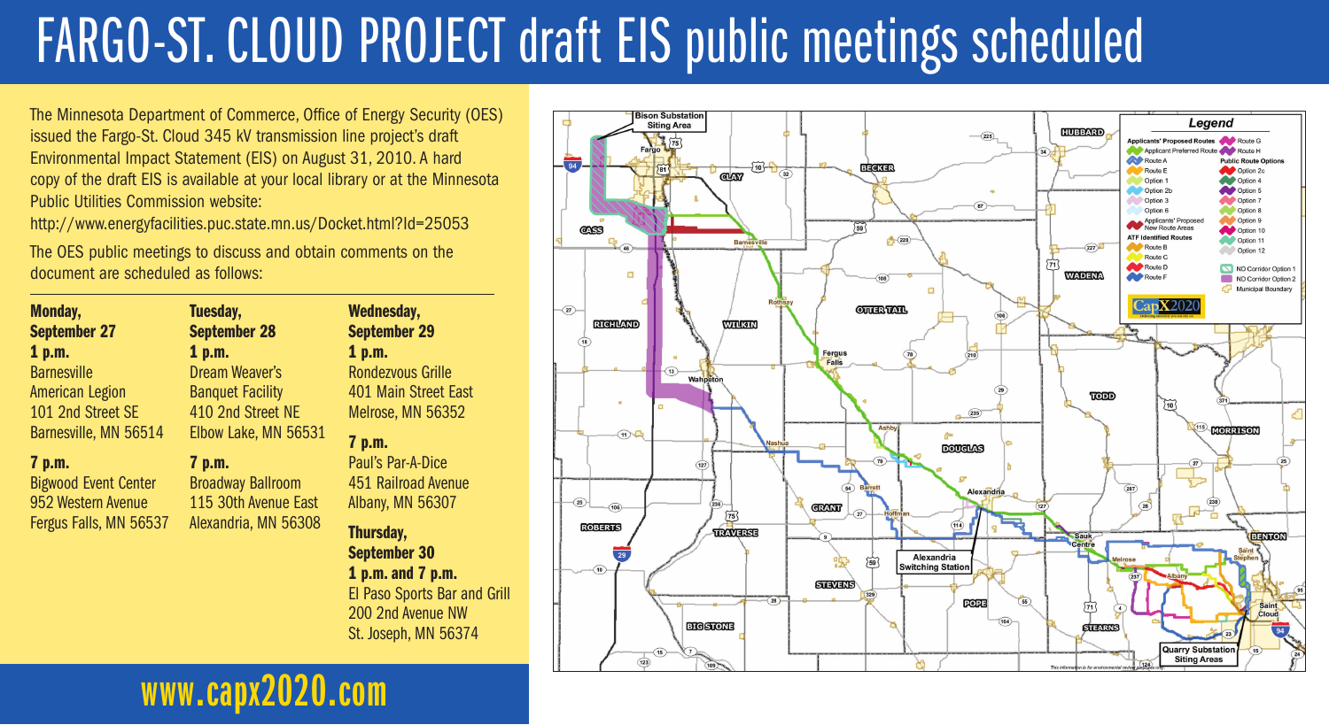# FARGO-ST. CLOUD PROJECT draft EIS public meetings scheduled

The Minnesota Department of Commerce, Office of Energy Security (OES) issued the Fargo-St. Cloud 345 kV transmission line project's draft Environmental Impact Statement (EIS) on August 31, 2010. A hard copy of the draft EIS is available at your local library or at the Minnesota Public Utilities Commission website:
http://www.energyfacilities.puc.state.mn.us/Docket.html?Id=25053

The OES public meetings to discuss and obtain comments on the document are scheduled as follows:

**Monday, September 27**

**1 p.m.**
Barnesville American Legion
101 2nd Street SE
Barnesville, MN 56514

**7 p.m.**
Bigwood Event Center
952 Western Avenue
Fergus Falls, MN 56537

**Tuesday, September 28**

**1 p.m.**
Dream Weaver's Banquet Facility
410 2nd Street NE
Elbow Lake, MN 56531

**7 p.m.**
Broadway Ballroom
115 30th Avenue East
Alexandria, MN 56308

**Wednesday, September 29**

**1 p.m.**
Rondezvous Grille
401 Main Street East
Melrose, MN 56352

**7 p.m.**
Paul's Par-A-Dice
451 Railroad Avenue
Albany, MN 56307

**Thursday, September 30**

**1 p.m. and 7 p.m.**
El Paso Sports Bar and Grill
200 2nd Avenue NW
St. Joseph, MN 56374

**www.capx2020.com**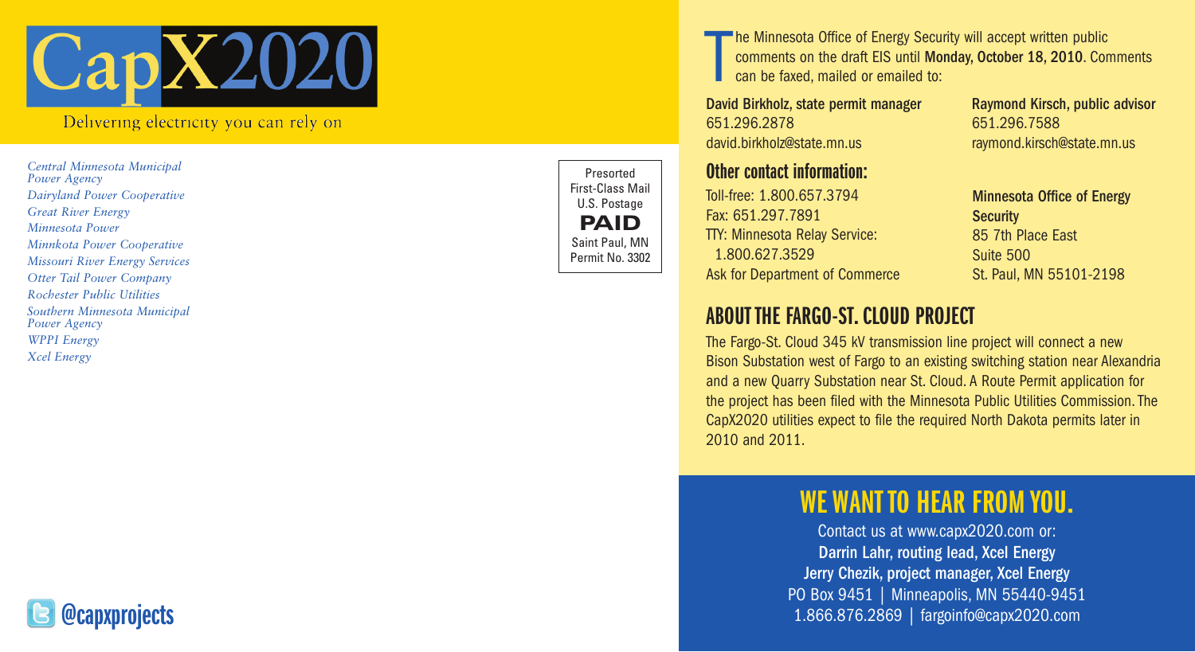# CapX2020

Delivering electricity you can rely on

*Central Minnesota Municipal Power Agency*
*Dairyland Power Cooperative*
*Great River Energy*
*Minnesota Power*
*Minnkota Power Cooperative*
*Missouri River Energy Services*
*Otter Tail Power Company*
*Rochester Public Utilities*
*Southern Minnesota Municipal Power Agency*
*WPPI Energy*
*Xcel Energy*

@capxprojects

Presorted
First-Class Mail
U.S. Postage
**PAID**
Saint Paul, MN
Permit No. 3302

The Minnesota Office of Energy Security will accept written public comments on the draft EIS until **Monday, October 18, 2010**. Comments can be faxed, mailed or emailed to:

**David Birkholz, state permit manager**
651.296.2878
david.birkholz@state.mn.us

**Raymond Kirsch, public advisor**
651.296.7588
raymond.kirsch@state.mn.us

## Other contact information:

Toll-free: 1.800.657.3794
Fax: 651.297.7891
TTY: Minnesota Relay Service: 1.800.627.3529
Ask for Department of Commerce

**Minnesota Office of Energy Security**
85 7th Place East
Suite 500
St. Paul, MN 55101-2198

## ABOUT THE FARGO-ST. CLOUD PROJECT

The Fargo-St. Cloud 345 kV transmission line project will connect a new Bison Substation west of Fargo to an existing switching station near Alexandria and a new Quarry Substation near St. Cloud. A Route Permit application for the project has been filed with the Minnesota Public Utilities Commission. The CapX2020 utilities expect to file the required North Dakota permits later in 2010 and 2011.

## WE WANT TO HEAR FROM YOU.

Contact us at www.capx2020.com or:
**Darrin Lahr, routing lead, Xcel Energy**
**Jerry Chezik, project manager, Xcel Energy**
PO Box 9451 | Minneapolis, MN 55440-9451
1.866.876.2869 | fargoinfo@capx2020.com